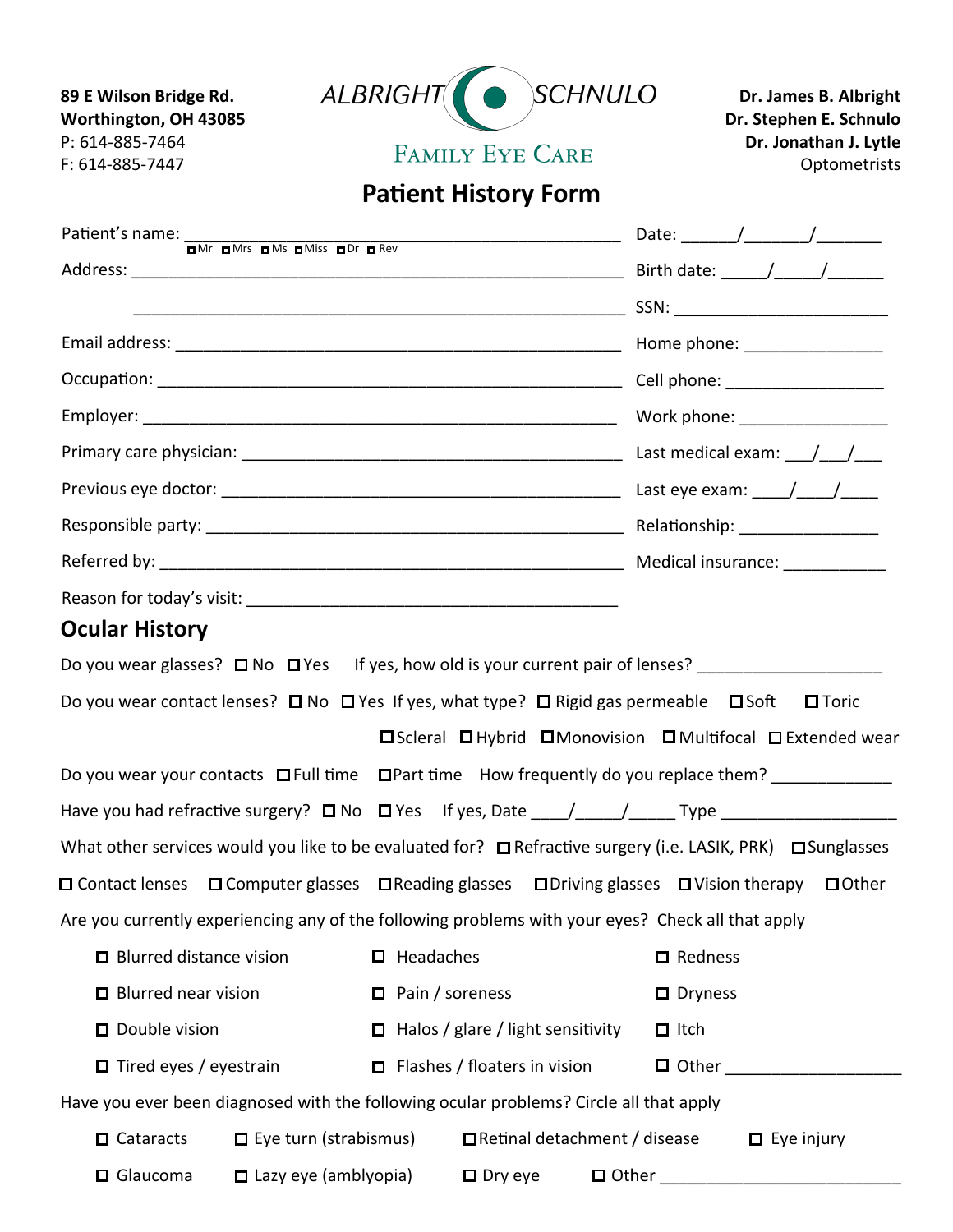89 E Wilson Bridge Rd.
Worthington, OH 43085
P: 614-885-7464
F: 614-885-7447

ALBRIGHT SCHNULO
FAMILY EYE CARE

Dr. James B. Albright
Dr. Stephen E. Schnulo
Dr. Jonathan J. Lytle
Optometrists

# Patient History Form

Patient's name: ______________________________ ☐Mr ☐Mrs ☐Ms ☐Miss ☐Dr ☐Rev

Date: ______/_______/_______

Address: ______________________________

Birth date: _____/_____/______

______________________________

SSN: ________________________

Email address: ______________________________

Home phone: _______________

Occupation: ______________________________

Cell phone: _________________

Employer: ______________________________

Work phone: ________________

Primary care physician: ______________________________

Last medical exam: ___/___/___

Previous eye doctor: ______________________________

Last eye exam: ____/____/____

Responsible party: ______________________________

Relationship: _______________

Referred by: ______________________________

Medical insurance: ___________

Reason for today's visit: ______________________________

## Ocular History

Do you wear glasses? ☐ No ☐ Yes If yes, how old is your current pair of lenses? ____________________

Do you wear contact lenses? ☐ No ☐ Yes If yes, what type? ☐ Rigid gas permeable ☐ Soft ☐ Toric ☐ Scleral ☐ Hybrid ☐ Monovision ☐ Multifocal ☐ Extended wear

Do you wear your contacts ☐ Full time ☐ Part time How frequently do you replace them? _____________

Have you had refractive surgery? ☐ No ☐ Yes If yes, Date ____/_____/_____ Type ___________________

What other services would you like to be evaluated for? ☐ Refractive surgery (i.e. LASIK, PRK) ☐ Sunglasses ☐ Contact lenses ☐ Computer glasses ☐ Reading glasses ☐ Driving glasses ☐ Vision therapy ☐ Other

Are you currently experiencing any of the following problems with your eyes? Check all that apply

- ☐ Blurred distance vision
- ☐ Blurred near vision
- ☐ Double vision
- ☐ Tired eyes / eyestrain
- ☐ Headaches
- ☐ Pain / soreness
- ☐ Halos / glare / light sensitivity
- ☐ Flashes / floaters in vision
- ☐ Redness
- ☐ Dryness
- ☐ Itch
- ☐ Other ___________________

Have you ever been diagnosed with the following ocular problems? Circle all that apply

- ☐ Cataracts
- ☐ Glaucoma
- ☐ Eye turn (strabismus)
- ☐ Lazy eye (amblyopia)
- ☐ Retinal detachment / disease
- ☐ Dry eye
- ☐ Eye injury
- ☐ Other __________________________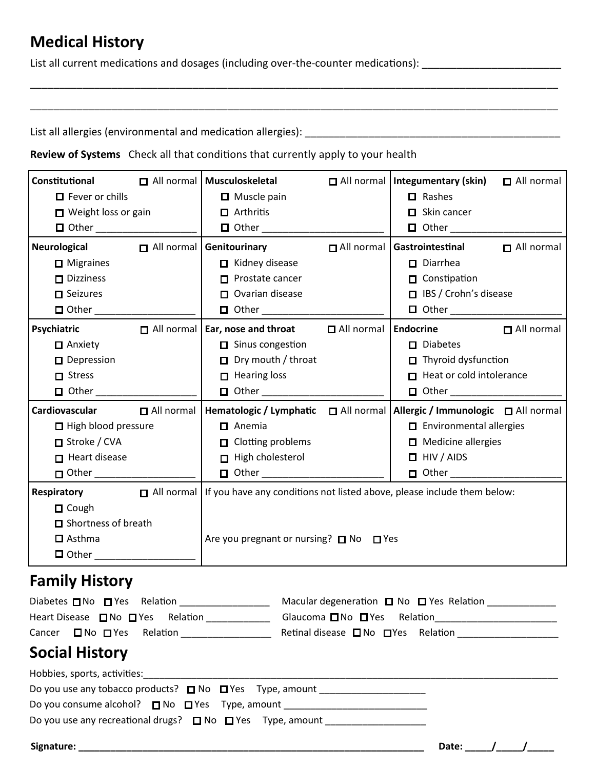## Medical History

List all current medications and dosages (including over-the-counter medications): ________________________

____________________________________________________________________________________________

____________________________________________________________________________________________

List all allergies (environmental and medication allergies): ______________________________________________

**Review of Systems** Check all that conditions that currently apply to your health

| | | |
|---|---|---|
| **Constitutional** ☐ All normal<br>☐ Fever or chills<br>☐ Weight loss or gain<br>☐ Other ___________________ | **Musculoskeletal** ☐ All normal<br>☐ Muscle pain<br>☐ Arthritis<br>☐ Other _______________________ | **Integumentary (skin)** ☐ All normal<br>☐ Rashes<br>☐ Skin cancer<br>☐ Other _____________________ |
| **Neurological** ☐ All normal<br>☐ Migraines<br>☐ Dizziness<br>☐ Seizures<br>☐ Other ___________________ | **Genitourinary** ☐ All normal<br>☐ Kidney disease<br>☐ Prostate cancer<br>☐ Ovarian disease<br>☐ Other _______________________ | **Gastrointestinal** ☐ All normal<br>☐ Diarrhea<br>☐ Constipation<br>☐ IBS / Crohn's disease<br>☐ Other _____________________ |
| **Psychiatric** ☐ All normal<br>☐ Anxiety<br>☐ Depression<br>☐ Stress<br>☐ Other ___________________ | **Ear, nose and throat** ☐ All normal<br>☐ Sinus congestion<br>☐ Dry mouth / throat<br>☐ Hearing loss<br>☐ Other _______________________ | **Endocrine** ☐ All normal<br>☐ Diabetes<br>☐ Thyroid dysfunction<br>☐ Heat or cold intolerance<br>☐ Other _____________________ |
| **Cardiovascular** ☐ All normal<br>☐ High blood pressure<br>☐ Stroke / CVA<br>☐ Heart disease<br>☐ Other ___________________ | **Hematologic / Lymphatic** ☐ All normal<br>☐ Anemia<br>☐ Clotting problems<br>☐ High cholesterol<br>☐ Other _______________________ | **Allergic / Immunologic** ☐ All normal<br>☐ Environmental allergies<br>☐ Medicine allergies<br>☐ HIV / AIDS<br>☐ Other _____________________ |
| **Respiratory** ☐ All normal<br>☐ Cough<br>☐ Shortness of breath<br>☐ Asthma<br>☐ Other ___________________ | If you have any conditions not listed above, please include them below:<br><br>Are you pregnant or nursing? ☐ No ☐ Yes | |

## Family History

Diabetes ☐ No ☐ Yes Relation ________________ Macular degeneration ☐ No ☐ Yes Relation _____________

Heart Disease ☐ No ☐ Yes Relation ____________ Glaucoma ☐ No ☐ Yes Relation_______________________

Cancer ☐ No ☐ Yes Relation ________________ Retinal disease ☐ No ☐ Yes Relation ___________________

## Social History

Hobbies, sports, activities:_____________________________________________________________________________

Do you use any tobacco products? ☐ No ☐ Yes Type, amount ____________________

Do you consume alcohol? ☐ No ☐ Yes Type, amount ____________________________

Do you use any recreational drugs? ☐ No ☐ Yes Type, amount ___________________

**Signature:** ________________________________________________________________ **Date:** _____/_____/_____